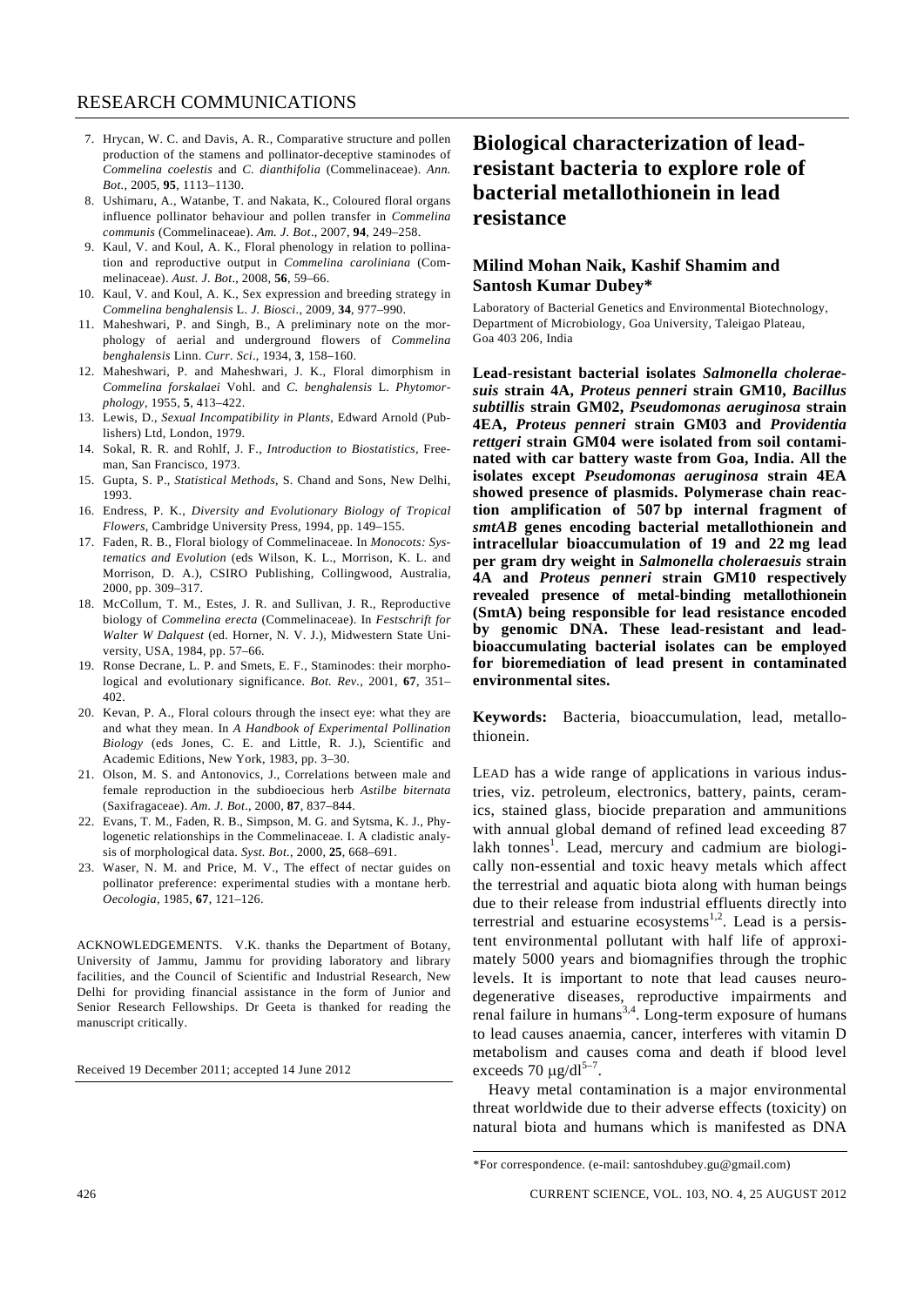7. Hrycan, W. C. and Davis, A. R., Comparative structure and pollen production of the stamens and pollinator-deceptive staminodes of *Commelina coelestis* and *C. dianthifolia* (Commelinaceae). *Ann. Bot.*, 2005, **95**, 1113–1130.
8. Ushimaru, A., Watanbe, T. and Nakata, K., Coloured floral organs influence pollinator behaviour and pollen transfer in *Commelina communis* (Commelinaceae). *Am. J. Bot*., 2007, **94**, 249–258.
9. Kaul, V. and Koul, A. K., Floral phenology in relation to pollination and reproductive output in *Commelina caroliniana* (Commelinaceae). *Aust. J. Bot*., 2008, **56**, 59–66.
10. Kaul, V. and Koul, A. K., Sex expression and breeding strategy in *Commelina benghalensis* L. *J. Biosci.*, 2009, **34**, 977–990.
11. Maheshwari, P. and Singh, B., A preliminary note on the morphology of aerial and underground flowers of *Commelina benghalensis* Linn. *Curr. Sci*., 1934, **3**, 158–160.
12. Maheshwari, P. and Maheshwari, J. K., Floral dimorphism in *Commelina forskalaei* Vohl. and *C. benghalensis* L. *Phytomorphology*, 1955, **5**, 413–422.
13. Lewis, D., *Sexual Incompatibility in Plants*, Edward Arnold (Publishers) Ltd, London, 1979.
14. Sokal, R. R. and Rohlf, J. F., *Introduction to Biostatistics*, Freeman, San Francisco, 1973.
15. Gupta, S. P., *Statistical Methods*, S. Chand and Sons, New Delhi, 1993.
16. Endress, P. K., *Diversity and Evolutionary Biology of Tropical Flowers*, Cambridge University Press, 1994, pp. 149–155.
17. Faden, R. B., Floral biology of Commelinaceae. In *Monocots: Systematics and Evolution* (eds Wilson, K. L., Morrison, K. L. and Morrison, D. A.), CSIRO Publishing, Collingwood, Australia, 2000, pp. 309–317.
18. McCollum, T. M., Estes, J. R. and Sullivan, J. R., Reproductive biology of *Commelina erecta* (Commelinaceae). In *Festschrift for Walter W Dalquest* (ed. Horner, N. V. J.), Midwestern State University, USA, 1984, pp. 57–66.
19. Ronse Decrane, L. P. and Smets, E. F., Staminodes: their morphological and evolutionary significance. *Bot. Rev.*, 2001, **67**, 351–402.
20. Kevan, P. A., Floral colours through the insect eye: what they are and what they mean. In *A Handbook of Experimental Pollination Biology* (eds Jones, C. E. and Little, R. J.), Scientific and Academic Editions, New York, 1983, pp. 3–30.
21. Olson, M. S. and Antonovics, J., Correlations between male and female reproduction in the subdioecious herb *Astilbe biternata* (Saxifragaceae). *Am. J. Bot*., 2000, **87**, 837–844.
22. Evans, T. M., Faden, R. B., Simpson, M. G. and Sytsma, K. J., Phylogenetic relationships in the Commelinaceae. I. A cladistic analysis of morphological data. *Syst. Bot.*, 2000, **25**, 668–691.
23. Waser, N. M. and Price, M. V., The effect of nectar guides on pollinator preference: experimental studies with a montane herb. *Oecologia*, 1985, **67**, 121–126.

ACKNOWLEDGEMENTS. V.K. thanks the Department of Botany, University of Jammu, Jammu for providing laboratory and library facilities, and the Council of Scientific and Industrial Research, New Delhi for providing financial assistance in the form of Junior and Senior Research Fellowships. Dr Geeta is thanked for reading the manuscript critically.

Received 19 December 2011; accepted 14 June 2012

# Biological characterization of lead-resistant bacteria to explore role of bacterial metallothionein in lead resistance

**Milind Mohan Naik, Kashif Shamim and Santosh Kumar Dubey***

Laboratory of Bacterial Genetics and Environmental Biotechnology, Department of Microbiology, Goa University, Taleigao Plateau, Goa 403 206, India

**Lead-resistant bacterial isolates *Salmonella choleraesuis* strain 4A, *Proteus penneri* strain GM10, *Bacillus subtillis* strain GM02, *Pseudomonas aeruginosa* strain 4EA, *Proteus penneri* strain GM03 and *Providentia rettgeri* strain GM04 were isolated from soil contaminated with car battery waste from Goa, India. All the isolates except *Pseudomonas aeruginosa* strain 4EA showed presence of plasmids. Polymerase chain reaction amplification of 507 bp internal fragment of *smtAB* genes encoding bacterial metallothionein and intracellular bioaccumulation of 19 and 22 mg lead per gram dry weight in *Salmonella choleraesuis* strain 4A and *Proteus penneri* strain GM10 respectively revealed presence of metal-binding metallothionein (SmtA) being responsible for lead resistance encoded by genomic DNA. These lead-resistant and lead-bioaccumulating bacterial isolates can be employed for bioremediation of lead present in contaminated environmental sites.**

**Keywords:** Bacteria, bioaccumulation, lead, metallothionein.

LEAD has a wide range of applications in various industries, viz. petroleum, electronics, battery, paints, ceramics, stained glass, biocide preparation and ammunitions with annual global demand of refined lead exceeding 87 lakh tonnes[1]. Lead, mercury and cadmium are biologically non-essential and toxic heavy metals which affect the terrestrial and aquatic biota along with human beings due to their release from industrial effluents directly into terrestrial and estuarine ecosystems[1,2]. Lead is a persistent environmental pollutant with half life of approximately 5000 years and biomagnifies through the trophic levels. It is important to note that lead causes neurodegenerative diseases, reproductive impairments and renal failure in humans[3,4]. Long-term exposure of humans to lead causes anaemia, cancer, interferes with vitamin D metabolism and causes coma and death if blood level exceeds 70 μg/dl[5–7].

Heavy metal contamination is a major environmental threat worldwide due to their adverse effects (toxicity) on natural biota and humans which is manifested as DNA

*For correspondence. (e-mail: santoshdubey.gu@gmail.com)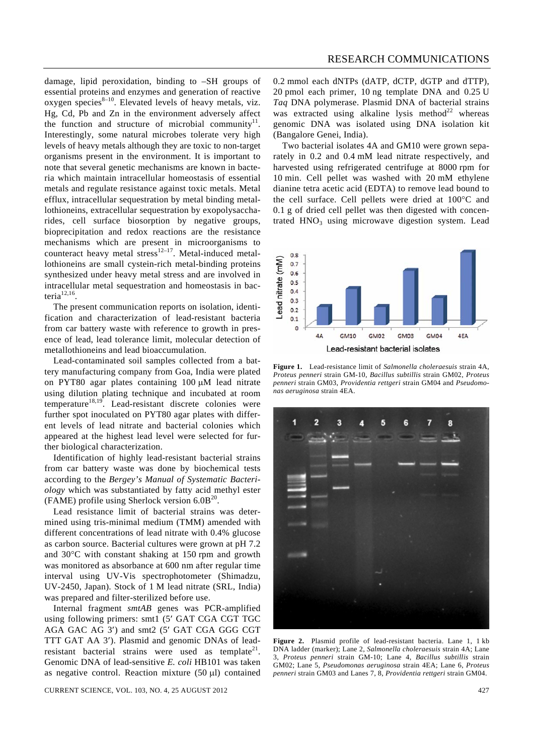damage, lipid peroxidation, binding to –SH groups of essential proteins and enzymes and generation of reactive oxygen species[8–10]. Elevated levels of heavy metals, viz. Hg, Cd, Pb and Zn in the environment adversely affect the function and structure of microbial community[11]. Interestingly, some natural microbes tolerate very high levels of heavy metals although they are toxic to non-target organisms present in the environment. It is important to note that several genetic mechanisms are known in bacteria which maintain intracellular homeostasis of essential metals and regulate resistance against toxic metals. Metal efflux, intracellular sequestration by metal binding metallothioneins, extracellular sequestration by exopolysaccharides, cell surface biosorption by negative groups, bioprecipitation and redox reactions are the resistance mechanisms which are present in microorganisms to counteract heavy metal stress[12–17]. Metal-induced metallothioneins are small cystein-rich metal-binding proteins synthesized under heavy metal stress and are involved in intracellular metal sequestration and homeostasis in bacteria[12,16].

The present communication reports on isolation, identification and characterization of lead-resistant bacteria from car battery waste with reference to growth in presence of lead, lead tolerance limit, molecular detection of metallothioneins and lead bioaccumulation.

Lead-contaminated soil samples collected from a battery manufacturing company from Goa, India were plated on PYT80 agar plates containing 100 μM lead nitrate using dilution plating technique and incubated at room temperature[18,19]. Lead-resistant discrete colonies were further spot inoculated on PYT80 agar plates with different levels of lead nitrate and bacterial colonies which appeared at the highest lead level were selected for further biological characterization.

Identification of highly lead-resistant bacterial strains from car battery waste was done by biochemical tests according to the *Bergey's Manual of Systematic Bacteriology* which was substantiated by fatty acid methyl ester (FAME) profile using Sherlock version 6.0B[20].

Lead resistance limit of bacterial strains was determined using tris-minimal medium (TMM) amended with different concentrations of lead nitrate with 0.4% glucose as carbon source. Bacterial cultures were grown at pH 7.2 and 30°C with constant shaking at 150 rpm and growth was monitored as absorbance at 600 nm after regular time interval using UV-Vis spectrophotometer (Shimadzu, UV-2450, Japan). Stock of 1 M lead nitrate (SRL, India) was prepared and filter-sterilized before use.

Internal fragment *smtAB* genes was PCR-amplified using following primers: smt1 (5′ GAT CGA CGT TGC AGA GAC AG 3′) and smt2 (5′ GAT CGA GGG CGT TTT GAT AA 3′). Plasmid and genomic DNAs of lead-resistant bacterial strains were used as template[21]. Genomic DNA of lead-sensitive *E. coli* HB101 was taken as negative control. Reaction mixture (50 μl) contained 0.2 mmol each dNTPs (dATP, dCTP, dGTP and dTTP), 20 pmol each primer, 10 ng template DNA and 0.25 U *Taq* DNA polymerase. Plasmid DNA of bacterial strains was extracted using alkaline lysis method[22] whereas genomic DNA was isolated using DNA isolation kit (Bangalore Genei, India).

Two bacterial isolates 4A and GM10 were grown separately in 0.2 and 0.4 mM lead nitrate respectively, and harvested using refrigerated centrifuge at 8000 rpm for 10 min. Cell pellet was washed with 20 mM ethylene dianine tetra acetic acid (EDTA) to remove lead bound to the cell surface. Cell pellets were dried at 100°C and 0.1 g of dried cell pellet was then digested with concentrated $HNO_3$ using microwave digestion system. Lead

**Figure 1.** Lead-resistance limit of *Salmonella choleraesuis* strain 4A, *Proteus penneri* strain GM-10, *Bacillus subtillis* strain GM02, *Proteus penneri* strain GM03, *Providentia rettgeri* strain GM04 and *Pseudomonas aeruginosa* strain 4EA.

**Figure 2.** Plasmid profile of lead-resistant bacteria. Lane 1, 1 kb DNA ladder (marker); Lane 2, *Salmonella choleraesuis* strain 4A; Lane 3, *Proteus penneri* strain GM-10; Lane 4, *Bacillus subtillis* strain GM02; Lane 5, *Pseudomonas aeruginosa* strain 4EA; Lane 6, *Proteus penneri* strain GM03 and Lanes 7, 8, *Providentia rettgeri* strain GM04.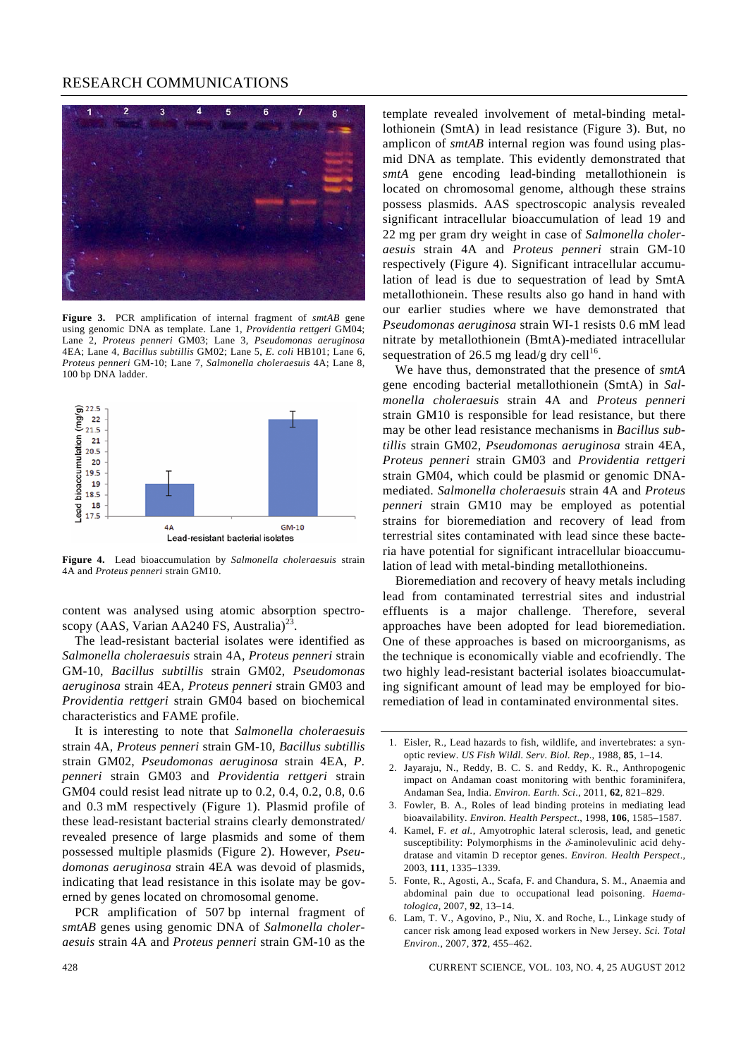**Figure 3.** PCR amplification of internal fragment of *smtAB* gene using genomic DNA as template. Lane 1, *Providentia rettgeri* GM04; Lane 2, *Proteus penneri* GM03; Lane 3, *Pseudomonas aeruginosa* 4EA; Lane 4, *Bacillus subtillis* GM02; Lane 5, *E. coli* HB101; Lane 6, *Proteus penneri* GM-10; Lane 7, *Salmonella choleraesuis* 4A; Lane 8, 100 bp DNA ladder.

**Figure 4.** Lead bioaccumulation by *Salmonella choleraesuis* strain 4A and *Proteus penneri* strain GM10.

content was analysed using atomic absorption spectroscopy (AAS, Varian AA240 FS, Australia)[23].

The lead-resistant bacterial isolates were identified as *Salmonella choleraesuis* strain 4A, *Proteus penneri* strain GM-10, *Bacillus subtillis* strain GM02, *Pseudomonas aeruginosa* strain 4EA, *Proteus penneri* strain GM03 and *Providentia rettgeri* strain GM04 based on biochemical characteristics and FAME profile.

It is interesting to note that *Salmonella choleraesuis* strain 4A, *Proteus penneri* strain GM-10, *Bacillus subtillis* strain GM02, *Pseudomonas aeruginosa* strain 4EA, *P. penneri* strain GM03 and *Providentia rettgeri* strain GM04 could resist lead nitrate up to 0.2, 0.4, 0.2, 0.8, 0.6 and 0.3 mM respectively (Figure 1). Plasmid profile of these lead-resistant bacterial strains clearly demonstrated/revealed presence of large plasmids and some of them possessed multiple plasmids (Figure 2). However, *Pseudomonas aeruginosa* strain 4EA was devoid of plasmids, indicating that lead resistance in this isolate may be governed by genes located on chromosomal genome.

PCR amplification of 507 bp internal fragment of *smtAB* genes using genomic DNA of *Salmonella choleraesuis* strain 4A and *Proteus penneri* strain GM-10 as the template revealed involvement of metal-binding metallothionein (SmtA) in lead resistance (Figure 3). But, no amplicon of *smtAB* internal region was found using plasmid DNA as template. This evidently demonstrated that *smtA* gene encoding lead-binding metallothionein is located on chromosomal genome, although these strains possess plasmids. AAS spectroscopic analysis revealed significant intracellular bioaccumulation of lead 19 and 22 mg per gram dry weight in case of *Salmonella choleraesuis* strain 4A and *Proteus penneri* strain GM-10 respectively (Figure 4). Significant intracellular accumulation of lead is due to sequestration of lead by SmtA metallothionein. These results also go hand in hand with our earlier studies where we have demonstrated that *Pseudomonas aeruginosa* strain WI-1 resists 0.6 mM lead nitrate by metallothionein (BmtA)-mediated intracellular sequestration of 26.5 mg lead/g dry cell[16].

We have thus, demonstrated that the presence of *smtA* gene encoding bacterial metallothionein (SmtA) in *Salmonella choleraesuis* strain 4A and *Proteus penneri* strain GM10 is responsible for lead resistance, but there may be other lead resistance mechanisms in *Bacillus subtillis* strain GM02, *Pseudomonas aeruginosa* strain 4EA, *Proteus penneri* strain GM03 and *Providentia rettgeri* strain GM04, which could be plasmid or genomic DNA-mediated. *Salmonella choleraesuis* strain 4A and *Proteus penneri* strain GM10 may be employed as potential strains for bioremediation and recovery of lead from terrestrial sites contaminated with lead since these bacteria have potential for significant intracellular bioaccumulation of lead with metal-binding metallothioneins.

Bioremediation and recovery of heavy metals including lead from contaminated terrestrial sites and industrial effluents is a major challenge. Therefore, several approaches have been adopted for lead bioremediation. One of these approaches is based on microorganisms, as the technique is economically viable and ecofriendly. The two highly lead-resistant bacterial isolates bioaccumulating significant amount of lead may be employed for bioremediation of lead in contaminated environmental sites.

1. Eisler, R., Lead hazards to fish, wildlife, and invertebrates: a synoptic review. *US Fish Wildl. Serv. Biol. Rep*., 1988, **85**, 1–14.
2. Jayaraju, N., Reddy, B. C. S. and Reddy, K. R., Anthropogenic impact on Andaman coast monitoring with benthic foraminifera, Andaman Sea, India. *Environ. Earth. Sci.*, 2011, **62**, 821–829.
3. Fowler, B. A., Roles of lead binding proteins in mediating lead bioavailability. *Environ. Health Perspect*., 1998, **106**, 1585–1587.
4. Kamel, F. *et al.*, Amyotrophic lateral sclerosis, lead, and genetic susceptibility: Polymorphisms in the $\delta$-aminolevulinic acid dehydratase and vitamin D receptor genes. *Environ. Health Perspect*., 2003, **111**, 1335–1339.
5. Fonte, R., Agosti, A., Scafa, F. and Chandura, S. M., Anaemia and abdominal pain due to occupational lead poisoning. *Haematologica*, 2007, **92**, 13–14.
6. Lam, T. V., Agovino, P., Niu, X. and Roche, L., Linkage study of cancer risk among lead exposed workers in New Jersey. *Sci. Total Environ*., 2007, **372**, 455–462.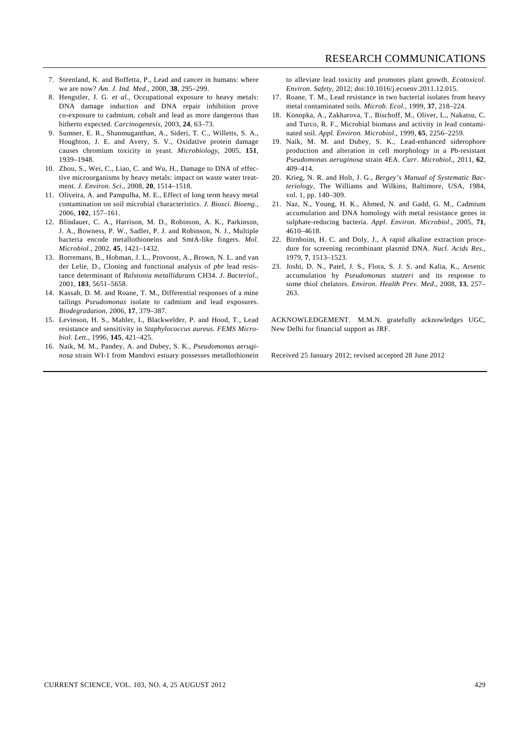7. Steenland, K. and Boffetta, P., Lead and cancer in humans: where we are now? *Am. J. Ind. Med*., 2000, **38**, 295–299.
8. Hengstler, J. G. *et al*., Occupational exposure to heavy metals: DNA damage induction and DNA repair inhibition prove co-exposure to cadmium, cobalt and lead as more dangerous than hitherto expected. *Carcinogenesis*, 2003, **24**, 63–73.
9. Sumner, E. R., Shanmuganthan, A., Sideri, T. C., Willetts, S. A., Houghton, J. E. and Avery, S. V., Oxidative protein damage causes chromium toxicity in yeast. *Microbiology*, 2005, **151**, 1939–1948.
10. Zhou, S., Wei, C., Liao, C. and Wu, H., Damage to DNA of effective microorganisms by heavy metals: impact on waste water treatment. *J. Environ. Sci*., 2008, **20**, 1514–1518.
11. Oliveira, A. and Pampulha, M. E., Effect of long term heavy metal contamination on soil microbial characteristics. *J. Biosci. Bioeng*., 2006, **102**, 157–161.
12. Blindauer, C. A., Harrison, M. D., Robinson, A. K., Parkinson, J. A., Bowness, P. W., Sadler, P. J. and Robinson, N. J., Multiple bacteria encode metallothioneins and SmtA-like fingers. *Mol. Microbiol*., 2002, **45**, 1421–1432.
13. Borremans, B., Hobman, J. L., Provoost, A., Brown, N. L. and van der Lelie, D., Cloning and functional analysis of *pbr* lead resistance determinant of *Ralstonia metallidurans* CH34. *J. Bacteriol*., 2001, **183**, 5651–5658.
14. Kassab, D. M. and Roane, T. M., Differential responses of a mine tailings *Pseudomonas* isolate to cadmium and lead exposures. *Biodegradation*, 2006, **17**, 379–387.
15. Levinson, H. S., Mahler, I., Blackwelder, P. and Hood, T., Lead resistance and sensitivity in *Staphylococcus aureus*. *FEMS Microbiol. Lett*., 1996, **145**, 421–425.
16. Naik, M. M., Pandey, A. and Dubey, S. K., *Pseudomonas aeruginosa* strain WI-1 from Mandovi estuary possesses metallothionein to alleviate lead toxicity and promotes plant growth. *Ecotoxicol. Environ. Safety*, 2012; doi:10.1016/j.ecoenv.2011.12.015.
17. Roane, T. M., Lead resistance in two bacterial isolates from heavy metal contaminated soils. *Microb. Ecol*., 1999, **37**, 218–224.
18. Konopka, A., Zakharova, T., Bischoff, M., Oliver, L., Nakatsu, C. and Turco, R. F., Microbial biomass and activity in lead contaminated soil. *Appl. Environ. Microbiol*., 1999, **65**, 2256–2259.
19. Naik, M. M. and Dubey, S. K., Lead-enhanced siderophore production and alteration in cell morphology in a Pb-resistant *Pseudomonas aeruginosa* strain 4EA. *Curr. Microbiol*., 2011, **62**, 409–414.
20. Krieg, N. R. and Holt, J. G., *Bergey's Manual of Systematic Bacteriology*, The Williams and Wilkins, Baltimore, USA, 1984, vol. 1, pp. 140–309.
21. Naz, N., Young, H. K., Ahmed, N. and Gadd, G. M., Cadmium accumulation and DNA homology with metal resistance genes in sulphate-reducing bacteria. *Appl. Environ. Microbiol*., 2005, **71**, 4610–4618.
22. Birnboim, H. C. and Doly, J., A rapid alkaline extraction procedure for screening recombinant plasmid DNA. *Nucl. Acids Res*., 1979, **7**, 1513–1523.
23. Joshi, D. N., Patel, J. S., Flora, S. J. S. and Kalia, K., Arsenic accumulation by *Pseudomonas stutzeri* and its response to some thiol chelators. *Environ. Health Prev. Med*., 2008, **13**, 257–263.

ACKNOWLEDGEMENT. M.M.N. gratefully acknowledges UGC, New Delhi for financial support as JRF.

Received 25 January 2012; revised accepted 28 June 2012